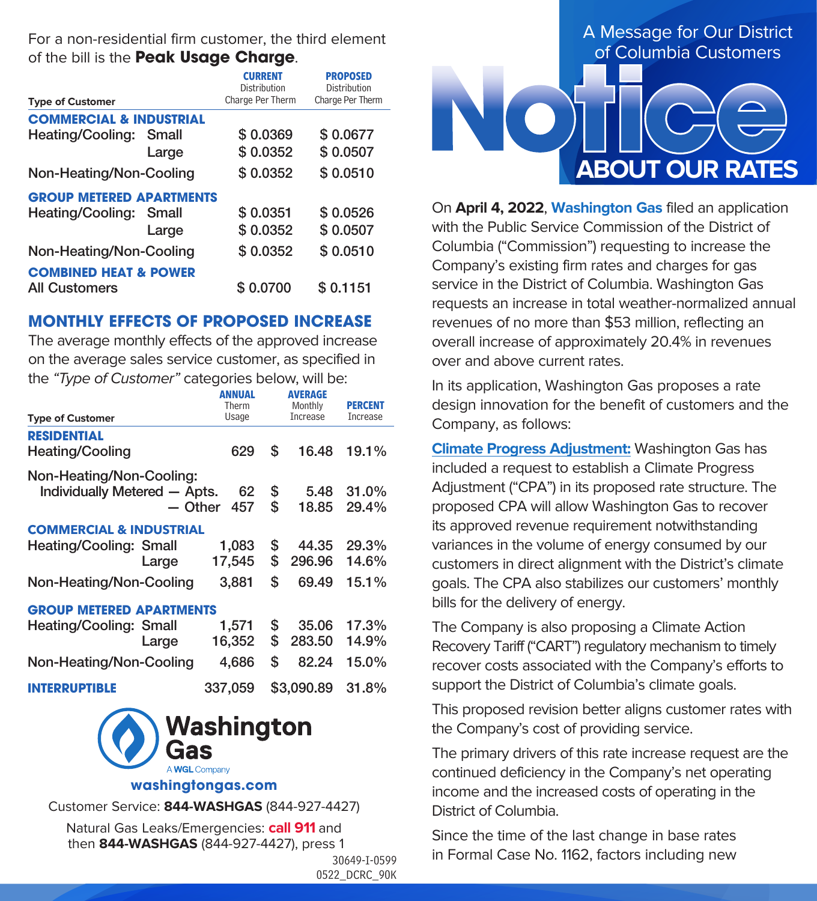For a non-residential firm customer, the third element of the bill is the **Peak Usage Charge**.

| Type of Customer | | CURRENT Distribution Charge Per Therm | PROPOSED Distribution Charge Per Therm |
|---|---|---|---|
| **COMMERCIAL & INDUSTRIAL** | | | |
| Heating/Cooling: | Small | $ 0.0369 | $ 0.0677 |
| | Large | $ 0.0352 | $ 0.0507 |
| Non-Heating/Non-Cooling | | $ 0.0352 | $ 0.0510 |
| **GROUP METERED APARTMENTS** | | | |
| Heating/Cooling: | Small | $ 0.0351 | $ 0.0526 |
| | Large | $ 0.0352 | $ 0.0507 |
| Non-Heating/Non-Cooling | | $ 0.0352 | $ 0.0510 |
| **COMBINED HEAT & POWER** | | | |
| All Customers | | $ 0.0700 | $ 0.1151 |

## MONTHLY EFFECTS OF PROPOSED INCREASE

The average monthly effects of the approved increase on the average sales service customer, as specified in the *"Type of Customer"* categories below, will be:

| Type of Customer | | ANNUAL Therm Usage | AVERAGE Monthly Increase | PERCENT Increase |
|---|---|---|---|---|
| **RESIDENTIAL** | | | | |
| Heating/Cooling | | 629 | $ 16.48 | 19.1% |
| Non-Heating/Non-Cooling: | | | | |
| Individually Metered — Apts. | | 62 | $ 5.48 | 31.0% |
| — Other | | 457 | $ 18.85 | 29.4% |
| **COMMERCIAL & INDUSTRIAL** | | | | |
| Heating/Cooling: | Small | 1,083 | $ 44.35 | 29.3% |
| | Large | 17,545 | $ 296.96 | 14.6% |
| Non-Heating/Non-Cooling | | 3,881 | $ 69.49 | 15.1% |
| **GROUP METERED APARTMENTS** | | | | |
| Heating/Cooling: | Small | 1,571 | $ 35.06 | 17.3% |
| | Large | 16,352 | $ 283.50 | 14.9% |
| Non-Heating/Non-Cooling | | 4,686 | $ 82.24 | 15.0% |
| **INTERRUPTIBLE** | | 337,059 | $3,090.89 | 31.8% |

**Washington Gas**
A WGL Company

**washingtongas.com**

Customer Service: **844-WASHGAS** (844-927-4427)

Natural Gas Leaks/Emergencies: **call 911** and then **844-WASHGAS** (844-927-4427), press 1

30649-I-0599
0522_DCRC_90K

A Message for Our District of Columbia Customers

# Notice ABOUT OUR RATES

On **April 4, 2022**, **Washington Gas** filed an application with the Public Service Commission of the District of Columbia ("Commission") requesting to increase the Company's existing firm rates and charges for gas service in the District of Columbia. Washington Gas requests an increase in total weather-normalized annual revenues of no more than $53 million, reflecting an overall increase of approximately 20.4% in revenues over and above current rates.

In its application, Washington Gas proposes a rate design innovation for the benefit of customers and the Company, as follows:

**Climate Progress Adjustment:** Washington Gas has included a request to establish a Climate Progress Adjustment ("CPA") in its proposed rate structure. The proposed CPA will allow Washington Gas to recover its approved revenue requirement notwithstanding variances in the volume of energy consumed by our customers in direct alignment with the District's climate goals. The CPA also stabilizes our customers' monthly bills for the delivery of energy.

The Company is also proposing a Climate Action Recovery Tariff ("CART") regulatory mechanism to timely recover costs associated with the Company's efforts to support the District of Columbia's climate goals.

This proposed revision better aligns customer rates with the Company's cost of providing service.

The primary drivers of this rate increase request are the continued deficiency in the Company's net operating income and the increased costs of operating in the District of Columbia.

Since the time of the last change in base rates in Formal Case No. 1162, factors including new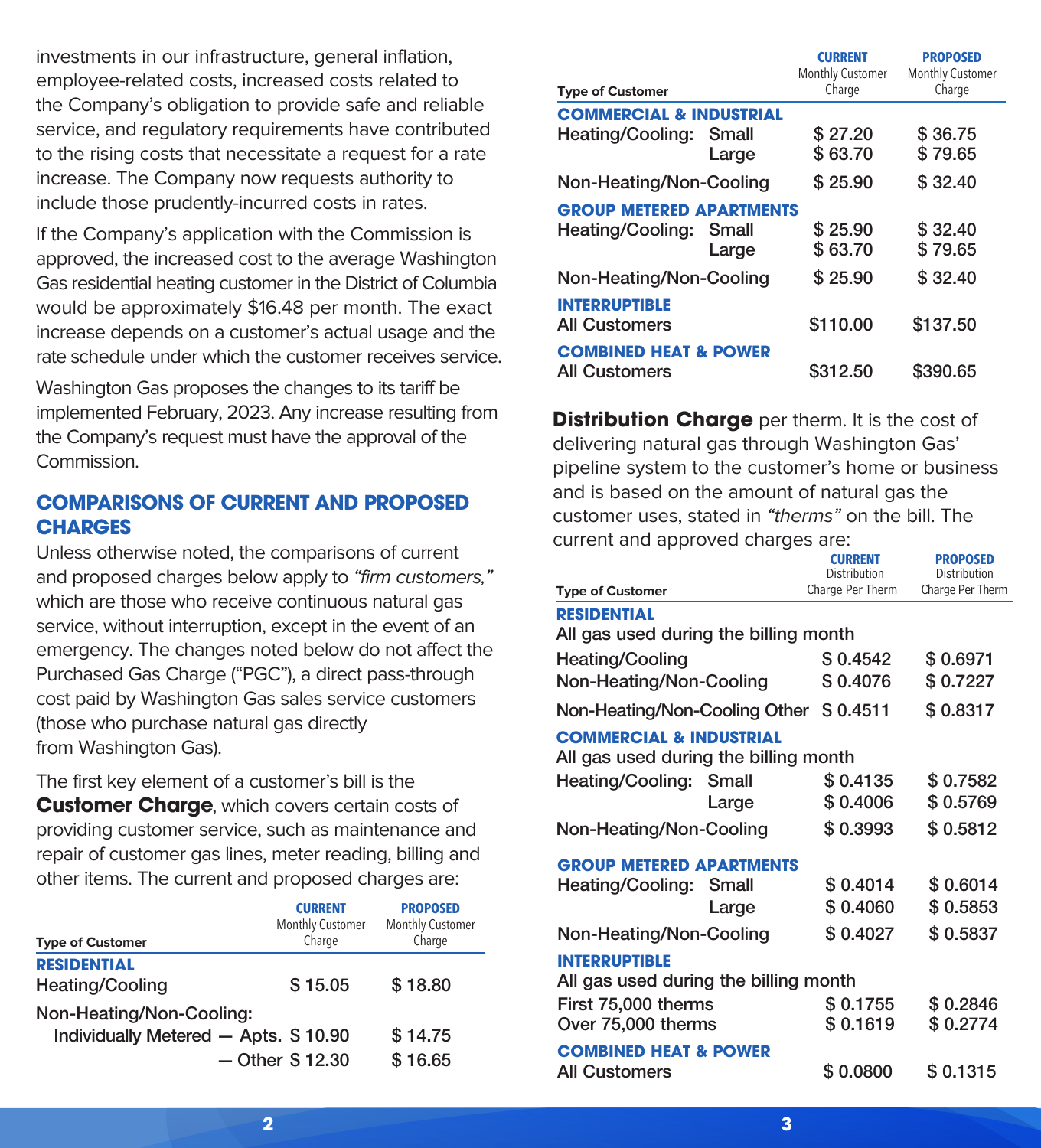investments in our infrastructure, general inflation, employee-related costs, increased costs related to the Company's obligation to provide safe and reliable service, and regulatory requirements have contributed to the rising costs that necessitate a request for a rate increase. The Company now requests authority to include those prudently-incurred costs in rates.

If the Company's application with the Commission is approved, the increased cost to the average Washington Gas residential heating customer in the District of Columbia would be approximately $16.48 per month. The exact increase depends on a customer's actual usage and the rate schedule under which the customer receives service.

Washington Gas proposes the changes to its tariff be implemented February, 2023. Any increase resulting from the Company's request must have the approval of the Commission.

## COMPARISONS OF CURRENT AND PROPOSED CHARGES

Unless otherwise noted, the comparisons of current and proposed charges below apply to *"firm customers,"* which are those who receive continuous natural gas service, without interruption, except in the event of an emergency. The changes noted below do not affect the Purchased Gas Charge ("PGC"), a direct pass-through cost paid by Washington Gas sales service customers (those who purchase natural gas directly from Washington Gas).

The first key element of a customer's bill is the **Customer Charge**, which covers certain costs of providing customer service, such as maintenance and repair of customer gas lines, meter reading, billing and other items. The current and proposed charges are:

| Type of Customer | | CURRENT Monthly Customer Charge | PROPOSED Monthly Customer Charge |
|---|---|---|---|
| **RESIDENTIAL** | | | |
| Heating/Cooling | | $ 15.05 | $ 18.80 |
| Non-Heating/Non-Cooling: | | | |
| Individually Metered — Apts. | | $ 10.90 | $ 14.75 |
| — Other | | $ 12.30 | $ 16.65 |
| **COMMERCIAL & INDUSTRIAL** | | | |
| Heating/Cooling: | Small | $ 27.20 | $ 36.75 |
| | Large | $ 63.70 | $ 79.65 |
| Non-Heating/Non-Cooling | | $ 25.90 | $ 32.40 |
| **GROUP METERED APARTMENTS** | | | |
| Heating/Cooling: | Small | $ 25.90 | $ 32.40 |
| | Large | $ 63.70 | $ 79.65 |
| Non-Heating/Non-Cooling | | $ 25.90 | $ 32.40 |
| **INTERRUPTIBLE** | | | |
| All Customers | | $110.00 | $137.50 |
| **COMBINED HEAT & POWER** | | | |
| All Customers | | $312.50 | $390.65 |

**Distribution Charge** per therm. It is the cost of delivering natural gas through Washington Gas' pipeline system to the customer's home or business and is based on the amount of natural gas the customer uses, stated in *"therms"* on the bill. The current and approved charges are:

| Type of Customer | | CURRENT Distribution Charge Per Therm | PROPOSED Distribution Charge Per Therm |
|---|---|---|---|
| **RESIDENTIAL** | | | |
| All gas used during the billing month | | | |
| Heating/Cooling | | $ 0.4542 | $ 0.6971 |
| Non-Heating/Non-Cooling | | $ 0.4076 | $ 0.7227 |
| Non-Heating/Non-Cooling Other | | $ 0.4511 | $ 0.8317 |
| **COMMERCIAL & INDUSTRIAL** | | | |
| All gas used during the billing month | | | |
| Heating/Cooling: | Small | $ 0.4135 | $ 0.7582 |
| | Large | $ 0.4006 | $ 0.5769 |
| Non-Heating/Non-Cooling | | $ 0.3993 | $ 0.5812 |
| **GROUP METERED APARTMENTS** | | | |
| Heating/Cooling: | Small | $ 0.4014 | $ 0.6014 |
| | Large | $ 0.4060 | $ 0.5853 |
| Non-Heating/Non-Cooling | | $ 0.4027 | $ 0.5837 |
| **INTERRUPTIBLE** | | | |
| All gas used during the billing month | | | |
| First 75,000 therms | | $ 0.1755 | $ 0.2846 |
| Over 75,000 therms | | $ 0.1619 | $ 0.2774 |
| **COMBINED HEAT & POWER** | | | |
| All Customers | | $ 0.0800 | $ 0.1315 |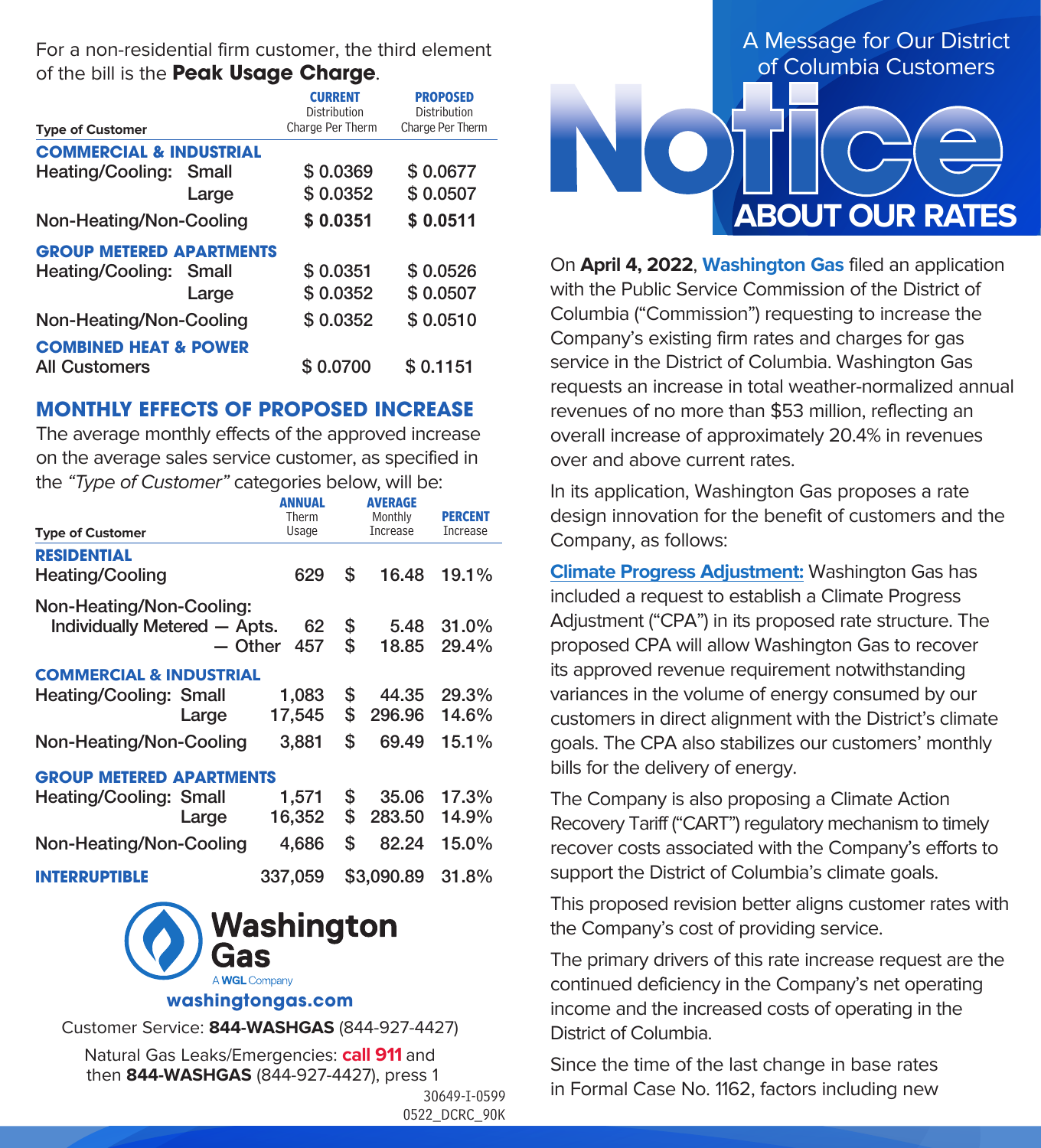For a non-residential firm customer, the third element of the bill is the **Peak Usage Charge**.

| Type of Customer | | CURRENT Distribution Charge Per Therm | PROPOSED Distribution Charge Per Therm |
|---|---|---|---|
| **COMMERCIAL & INDUSTRIAL** | | | |
| Heating/Cooling: | Small | $ 0.0369 | $ 0.0677 |
| | Large | $ 0.0352 | $ 0.0507 |
| Non-Heating/Non-Cooling | | **$ 0.0351** | **$ 0.0511** |
| **GROUP METERED APARTMENTS** | | | |
| Heating/Cooling: | Small | $ 0.0351 | $ 0.0526 |
| | Large | $ 0.0352 | $ 0.0507 |
| Non-Heating/Non-Cooling | | $ 0.0352 | $ 0.0510 |
| **COMBINED HEAT & POWER** | | | |
| All Customers | | $ 0.0700 | $ 0.1151 |

## MONTHLY EFFECTS OF PROPOSED INCREASE

The average monthly effects of the approved increase on the average sales service customer, as specified in the *"Type of Customer"* categories below, will be:

| Type of Customer | | ANNUAL Therm Usage | AVERAGE Monthly Increase | PERCENT Increase |
|---|---|---|---|---|
| **RESIDENTIAL** | | | | |
| Heating/Cooling | | 629 | $ 16.48 | 19.1% |
| Non-Heating/Non-Cooling: | | | | |
| Individually Metered — Apts. | | 62 | $ 5.48 | 31.0% |
| — Other | | 457 | $ 18.85 | 29.4% |
| **COMMERCIAL & INDUSTRIAL** | | | | |
| Heating/Cooling: | Small | 1,083 | $ 44.35 | 29.3% |
| | Large | 17,545 | $ 296.96 | 14.6% |
| Non-Heating/Non-Cooling | | 3,881 | $ 69.49 | 15.1% |
| **GROUP METERED APARTMENTS** | | | | |
| Heating/Cooling: | Small | 1,571 | $ 35.06 | 17.3% |
| | Large | 16,352 | $ 283.50 | 14.9% |
| Non-Heating/Non-Cooling | | 4,686 | $ 82.24 | 15.0% |
| **INTERRUPTIBLE** | | 337,059 | $3,090.89 | 31.8% |

Washington Gas
A WGL Company

**washingtongas.com**

Customer Service: **844-WASHGAS** (844-927-4427)

Natural Gas Leaks/Emergencies: **call 911** and then **844-WASHGAS** (844-927-4427), press 1

30649-I-0599
0522_DCRC_90K

A Message for Our District of Columbia Customers

# Notice ABOUT OUR RATES

On **April 4, 2022**, **Washington Gas** filed an application with the Public Service Commission of the District of Columbia ("Commission") requesting to increase the Company's existing firm rates and charges for gas service in the District of Columbia. Washington Gas requests an increase in total weather-normalized annual revenues of no more than $53 million, reflecting an overall increase of approximately 20.4% in revenues over and above current rates.

In its application, Washington Gas proposes a rate design innovation for the benefit of customers and the Company, as follows:

**Climate Progress Adjustment:** Washington Gas has included a request to establish a Climate Progress Adjustment ("CPA") in its proposed rate structure. The proposed CPA will allow Washington Gas to recover its approved revenue requirement notwithstanding variances in the volume of energy consumed by our customers in direct alignment with the District's climate goals. The CPA also stabilizes our customers' monthly bills for the delivery of energy.

The Company is also proposing a Climate Action Recovery Tariff ("CART") regulatory mechanism to timely recover costs associated with the Company's efforts to support the District of Columbia's climate goals.

This proposed revision better aligns customer rates with the Company's cost of providing service.

The primary drivers of this rate increase request are the continued deficiency in the Company's net operating income and the increased costs of operating in the District of Columbia.

Since the time of the last change in base rates in Formal Case No. 1162, factors including new